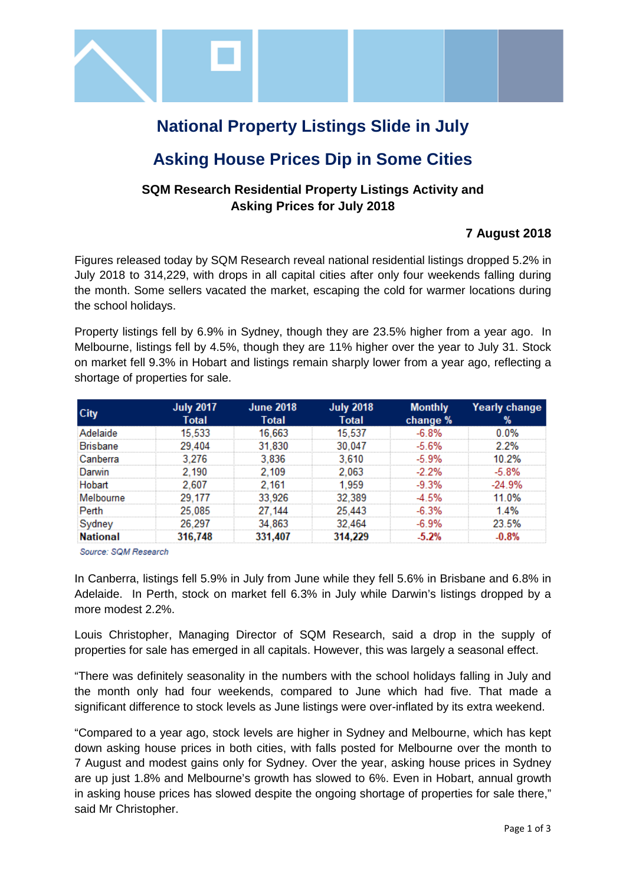# National Property Listings Slide in July

# Asking House Prices Dip in Some Cities

### SQM Research Residential Property Listings Activity and Asking Prices for July 2018

**7 August 2018**

Figures released today by SQM Research reveal national residential listings dropped 5.2% in July 2018 to 314,229, with drops in all capital cities after only four weekends falling during the month. Some sellers vacated the market, escaping the cold for warmer locations during the school holidays.

Property listings fell by 6.9% in Sydney, though they are 23.5% higher from a year ago. In Melbourne, listings fell by 4.5%, though they are 11% higher over the year to July 31. Stock on market fell 9.3% in Hobart and listings remain sharply lower from a year ago, reflecting a shortage of properties for sale.

| City | July 2017 Total | June 2018 Total | July 2018 Total | Monthly change % | Yearly change % |
|---|---|---|---|---|---|
| Adelaide | 15,533 | 16,663 | 15,537 | -6.8% | 0.0% |
| Brisbane | 29,404 | 31,830 | 30,047 | -5.6% | 2.2% |
| Canberra | 3,276 | 3,836 | 3,610 | -5.9% | 10.2% |
| Darwin | 2,190 | 2,109 | 2,063 | -2.2% | -5.8% |
| Hobart | 2,607 | 2,161 | 1,959 | -9.3% | -24.9% |
| Melbourne | 29,177 | 33,926 | 32,389 | -4.5% | 11.0% |
| Perth | 25,085 | 27,144 | 25,443 | -6.3% | 1.4% |
| Sydney | 26,297 | 34,863 | 32,464 | -6.9% | 23.5% |
| **National** | **316,748** | **331,407** | **314,229** | **-5.2%** | **-0.8%** |

*Source: SQM Research*

In Canberra, listings fell 5.9% in July from June while they fell 5.6% in Brisbane and 6.8% in Adelaide. In Perth, stock on market fell 6.3% in July while Darwin's listings dropped by a more modest 2.2%.

Louis Christopher, Managing Director of SQM Research, said a drop in the supply of properties for sale has emerged in all capitals. However, this was largely a seasonal effect.

"There was definitely seasonality in the numbers with the school holidays falling in July and the month only had four weekends, compared to June which had five. That made a significant difference to stock levels as June listings were over-inflated by its extra weekend.

"Compared to a year ago, stock levels are higher in Sydney and Melbourne, which has kept down asking house prices in both cities, with falls posted for Melbourne over the month to 7 August and modest gains only for Sydney. Over the year, asking house prices in Sydney are up just 1.8% and Melbourne's growth has slowed to 6%. Even in Hobart, annual growth in asking house prices has slowed despite the ongoing shortage of properties for sale there," said Mr Christopher.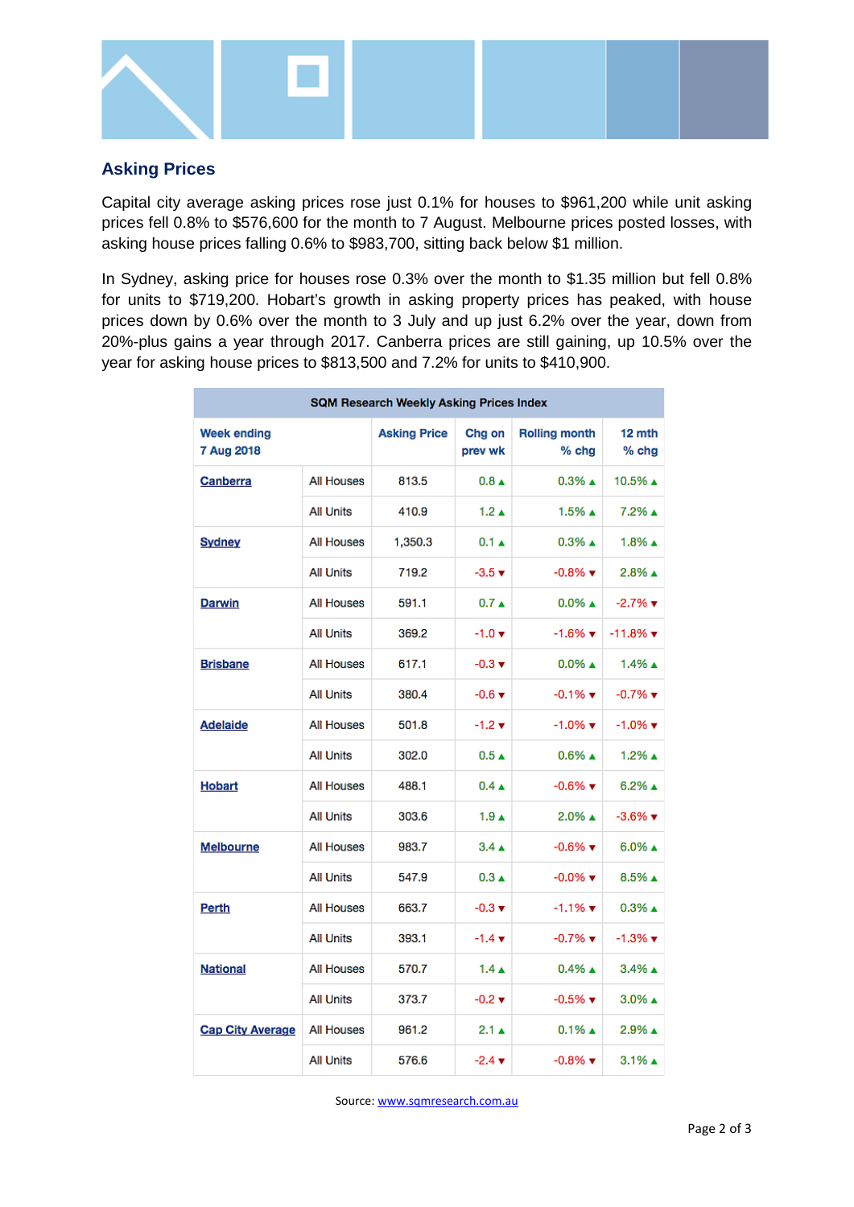## Asking Prices

Capital city average asking prices rose just 0.1% for houses to $961,200 while unit asking prices fell 0.8% to $576,600 for the month to 7 August. Melbourne prices posted losses, with asking house prices falling 0.6% to $983,700, sitting back below $1 million.

In Sydney, asking price for houses rose 0.3% over the month to $1.35 million but fell 0.8% for units to $719,200. Hobart's growth in asking property prices has peaked, with house prices down by 0.6% over the month to 3 July and up just 6.2% over the year, down from 20%-plus gains a year through 2017. Canberra prices are still gaining, up 10.5% over the year for asking house prices to $813,500 and 7.2% for units to $410,900.

| SQM Research Weekly Asking Prices Index | | | | | |
|---|---|---|---|---|---|
| Week ending 7 Aug 2018 | | Asking Price | Chg on prev wk | Rolling month % chg | 12 mth % chg |
| Canberra | All Houses | 813.5 | 0.8 ▲ | 0.3% ▲ | 10.5% ▲ |
| | All Units | 410.9 | 1.2 ▲ | 1.5% ▲ | 7.2% ▲ |
| Sydney | All Houses | 1,350.3 | 0.1 ▲ | 0.3% ▲ | 1.8% ▲ |
| | All Units | 719.2 | -3.5 ▼ | -0.8% ▼ | 2.8% ▲ |
| Darwin | All Houses | 591.1 | 0.7 ▲ | 0.0% ▲ | -2.7% ▼ |
| | All Units | 369.2 | -1.0 ▼ | -1.6% ▼ | -11.8% ▼ |
| Brisbane | All Houses | 617.1 | -0.3 ▼ | 0.0% ▲ | 1.4% ▲ |
| | All Units | 380.4 | -0.6 ▼ | -0.1% ▼ | -0.7% ▼ |
| Adelaide | All Houses | 501.8 | -1.2 ▼ | -1.0% ▼ | -1.0% ▼ |
| | All Units | 302.0 | 0.5 ▲ | 0.6% ▲ | 1.2% ▲ |
| Hobart | All Houses | 488.1 | 0.4 ▲ | -0.6% ▼ | 6.2% ▲ |
| | All Units | 303.6 | 1.9 ▲ | 2.0% ▲ | -3.6% ▼ |
| Melbourne | All Houses | 983.7 | 3.4 ▲ | -0.6% ▼ | 6.0% ▲ |
| | All Units | 547.9 | 0.3 ▲ | -0.0% ▼ | 8.5% ▲ |
| Perth | All Houses | 663.7 | -0.3 ▼ | -1.1% ▼ | 0.3% ▲ |
| | All Units | 393.1 | -1.4 ▼ | -0.7% ▼ | -1.3% ▼ |
| National | All Houses | 570.7 | 1.4 ▲ | 0.4% ▲ | 3.4% ▲ |
| | All Units | 373.7 | -0.2 ▼ | -0.5% ▼ | 3.0% ▲ |
| Cap City Average | All Houses | 961.2 | 2.1 ▲ | 0.1% ▲ | 2.9% ▲ |
| | All Units | 576.6 | -2.4 ▼ | -0.8% ▼ | 3.1% ▲ |

Source: www.sqmresearch.com.au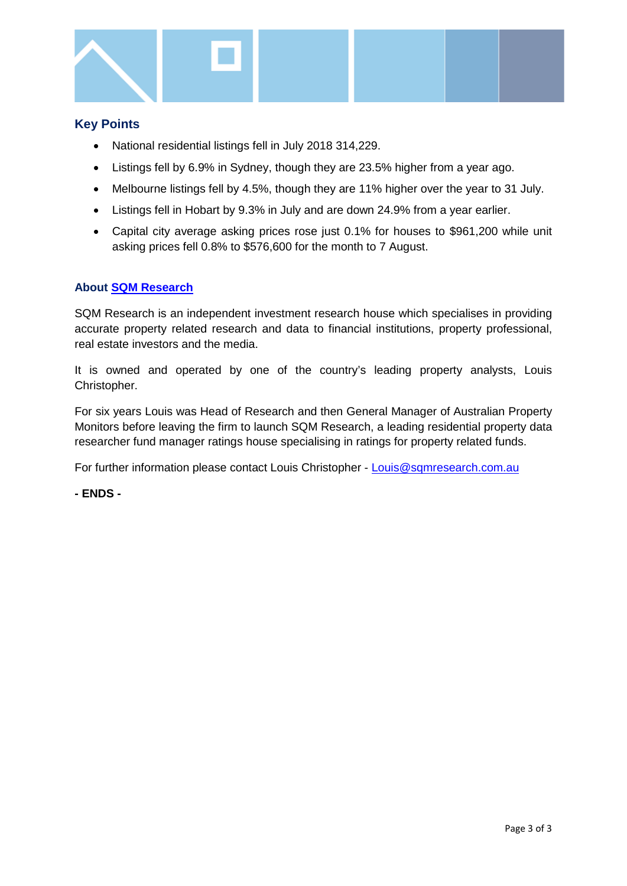## Key Points

- National residential listings fell in July 2018 314,229.
- Listings fell by 6.9% in Sydney, though they are 23.5% higher from a year ago.
- Melbourne listings fell by 4.5%, though they are 11% higher over the year to 31 July.
- Listings fell in Hobart by 9.3% in July and are down 24.9% from a year earlier.
- Capital city average asking prices rose just 0.1% for houses to $961,200 while unit asking prices fell 0.8% to $576,600 for the month to 7 August.

## About SQM Research

SQM Research is an independent investment research house which specialises in providing accurate property related research and data to financial institutions, property professional, real estate investors and the media.

It is owned and operated by one of the country's leading property analysts, Louis Christopher.

For six years Louis was Head of Research and then General Manager of Australian Property Monitors before leaving the firm to launch SQM Research, a leading residential property data researcher fund manager ratings house specialising in ratings for property related funds.

For further information please contact Louis Christopher - Louis@sqmresearch.com.au

**- ENDS -**